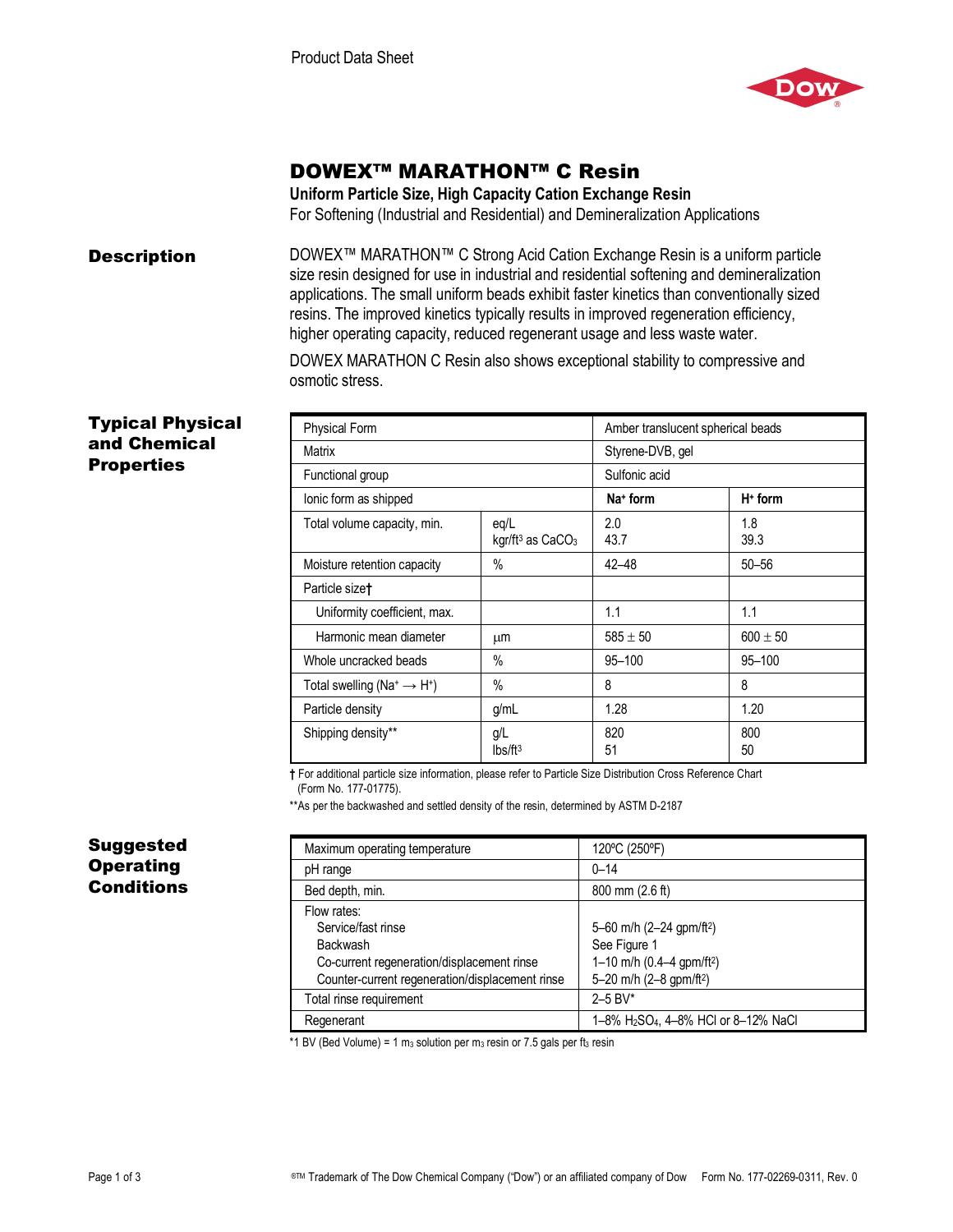Product Data Sheet

# DOWEX™ MARATHON™ C Resin

**Uniform Particle Size, High Capacity Cation Exchange Resin**

For Softening (Industrial and Residential) and Demineralization Applications

## Description

DOWEX™ MARATHON™ C Strong Acid Cation Exchange Resin is a uniform particle size resin designed for use in industrial and residential softening and demineralization applications. The small uniform beads exhibit faster kinetics than conventionally sized resins. The improved kinetics typically results in improved regeneration efficiency, higher operating capacity, reduced regenerant usage and less waste water.

DOWEX MARATHON C Resin also shows exceptional stability to compressive and osmotic stress.

## Typical Physical and Chemical Properties

| Property | Unit | | |
|---|---|---|---|
| Physical Form | | Amber translucent spherical beads | |
| Matrix | | Styrene-DVB, gel | |
| Functional group | | Sulfonic acid | |
| Ionic form as shipped | | **$Na^+$ form** | **$H^+$ form** |
| Total volume capacity, min. | eq/L<br>kgr/ft³ as $CaCO_3$ | 2.0<br>43.7 | 1.8<br>39.3 |
| Moisture retention capacity | % | 42–48 | 50–56 |
| Particle size† | | | |
| Uniformity coefficient, max. | | 1.1 | 1.1 |
| Harmonic mean diameter | µm | 585 ± 50 | 600 ± 50 |
| Whole uncracked beads | % | 95–100 | 95–100 |
| Total swelling ($Na^+ \rightarrow H^+$) | % | 8 | 8 |
| Particle density | g/mL | 1.28 | 1.20 |
| Shipping density** | g/L<br>lbs/ft³ | 820<br>51 | 800<br>50 |

† For additional particle size information, please refer to Particle Size Distribution Cross Reference Chart (Form No. 177-01775).

**As per the backwashed and settled density of the resin, determined by ASTM D-2187

## Suggested Operating Conditions

| Condition | Value |
|---|---|
| Maximum operating temperature | 120ºC (250ºF) |
| pH range | 0–14 |
| Bed depth, min. | 800 mm (2.6 ft) |
| Flow rates: | |
| Service/fast rinse | 5–60 m/h (2–24 gpm/ft²) |
| Backwash | See Figure 1 |
| Co-current regeneration/displacement rinse | 1–10 m/h (0.4–4 gpm/ft²) |
| Counter-current regeneration/displacement rinse | 5–20 m/h (2–8 gpm/ft²) |
| Total rinse requirement | 2–5 BV* |
| Regenerant | 1–8% $H_2SO_4$, 4–8% HCl or 8–12% NaCl |

*1 BV (Bed Volume) = 1 m³ solution per m³ resin or 7.5 gals per ft³ resin

®™ Trademark of The Dow Chemical Company ("Dow") or an affiliated company of Dow Form No. 177-02269-0311, Rev. 0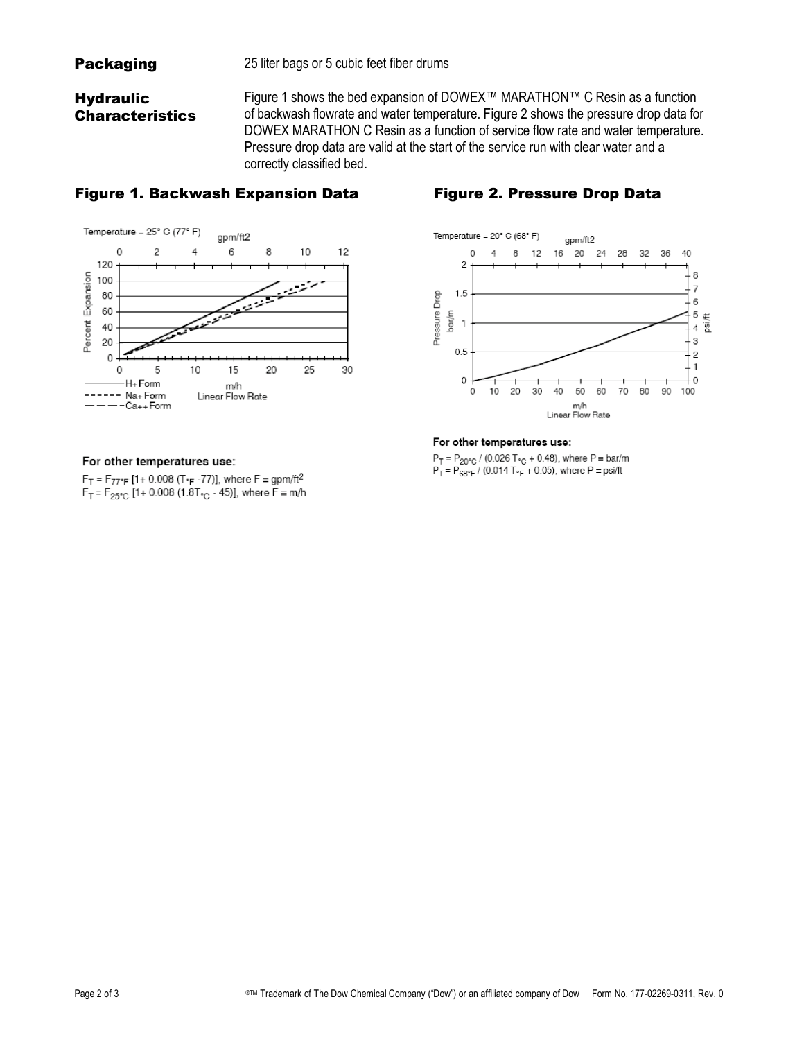**Packaging** 25 liter bags or 5 cubic feet fiber drums

**Hydraulic Characteristics**

Figure 1 shows the bed expansion of DOWEX™ MARATHON™ C Resin as a function of backwash flowrate and water temperature. Figure 2 shows the pressure drop data for DOWEX MARATHON C Resin as a function of service flow rate and water temperature. Pressure drop data are valid at the start of the service run with clear water and a correctly classified bed.

## Figure 1. Backwash Expansion Data

For other temperatures use:

$F_T = F_{77°F} [1+ 0.008 (T_{°F} - 77)]$, where $F \equiv$ gpm/ft²

$F_T = F_{25°C} [1+ 0.008 (1.8T_{°C} - 45)]$, where $F \equiv$ m/h

## Figure 2. Pressure Drop Data

For other temperatures use:

$P_T = P_{20°C} / (0.026\, T_{°C} + 0.48)$, where $P \equiv$ bar/m

$P_T = P_{68°F} / (0.014\, T_{°F} + 0.05)$, where $P \equiv$ psi/ft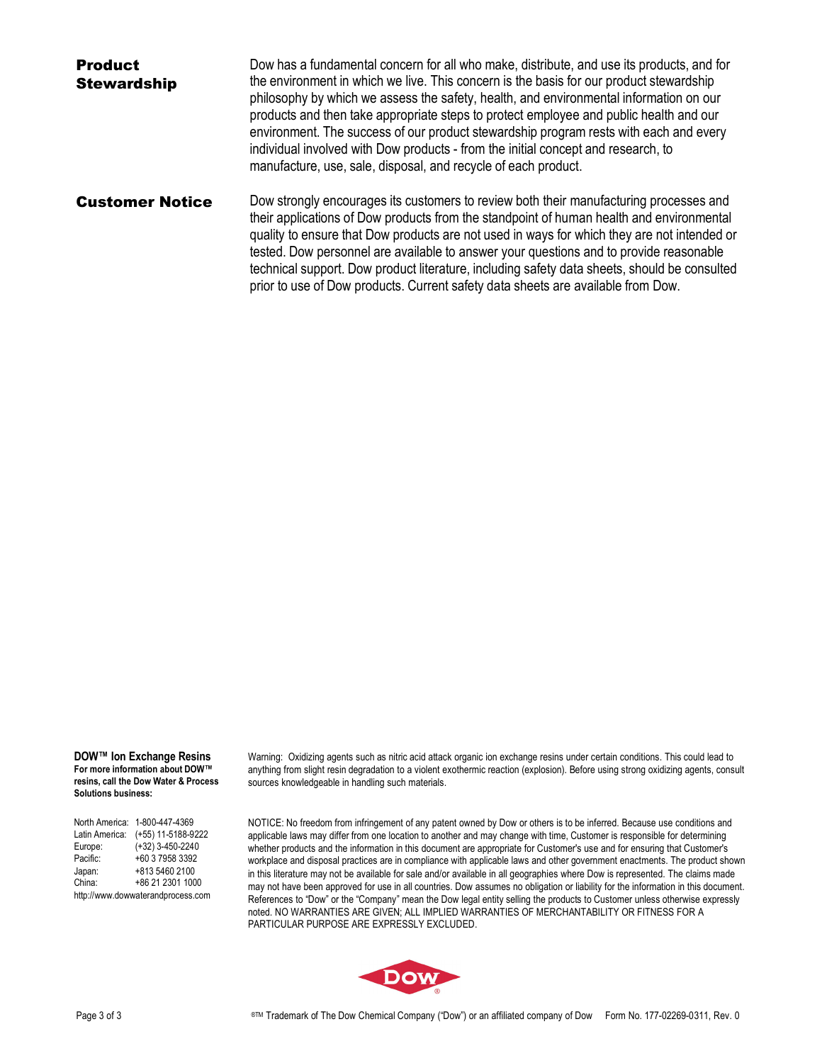## Product Stewardship

Dow has a fundamental concern for all who make, distribute, and use its products, and for the environment in which we live. This concern is the basis for our product stewardship philosophy by which we assess the safety, health, and environmental information on our products and then take appropriate steps to protect employee and public health and our environment. The success of our product stewardship program rests with each and every individual involved with Dow products - from the initial concept and research, to manufacture, use, sale, disposal, and recycle of each product.

## Customer Notice

Dow strongly encourages its customers to review both their manufacturing processes and their applications of Dow products from the standpoint of human health and environmental quality to ensure that Dow products are not used in ways for which they are not intended or tested. Dow personnel are available to answer your questions and to provide reasonable technical support. Dow product literature, including safety data sheets, should be consulted prior to use of Dow products. Current safety data sheets are available from Dow.

**DOW™ Ion Exchange Resins**
**For more information about DOW™ resins, call the Dow Water & Process Solutions business:**

| | |
|---|---|
| North America: | 1-800-447-4369 |
| Latin America: | (+55) 11-5188-9222 |
| Europe: | (+32) 3-450-2240 |
| Pacific: | +60 3 7958 3392 |
| Japan: | +813 5460 2100 |
| China: | +86 21 2301 1000 |

http://www.dowwaterandprocess.com

Warning: Oxidizing agents such as nitric acid attack organic ion exchange resins under certain conditions. This could lead to anything from slight resin degradation to a violent exothermic reaction (explosion). Before using strong oxidizing agents, consult sources knowledgeable in handling such materials.

NOTICE: No freedom from infringement of any patent owned by Dow or others is to be inferred. Because use conditions and applicable laws may differ from one location to another and may change with time, Customer is responsible for determining whether products and the information in this document are appropriate for Customer's use and for ensuring that Customer's workplace and disposal practices are in compliance with applicable laws and other government enactments. The product shown in this literature may not be available for sale and/or available in all geographies where Dow is represented. The claims made may not have been approved for use in all countries. Dow assumes no obligation or liability for the information in this document. References to "Dow" or the "Company" mean the Dow legal entity selling the products to Customer unless otherwise expressly noted. NO WARRANTIES ARE GIVEN; ALL IMPLIED WARRANTIES OF MERCHANTABILITY OR FITNESS FOR A PARTICULAR PURPOSE ARE EXPRESSLY EXCLUDED.

DOW

®™ Trademark of The Dow Chemical Company ("Dow") or an affiliated company of Dow Form No. 177-02269-0311, Rev. 0